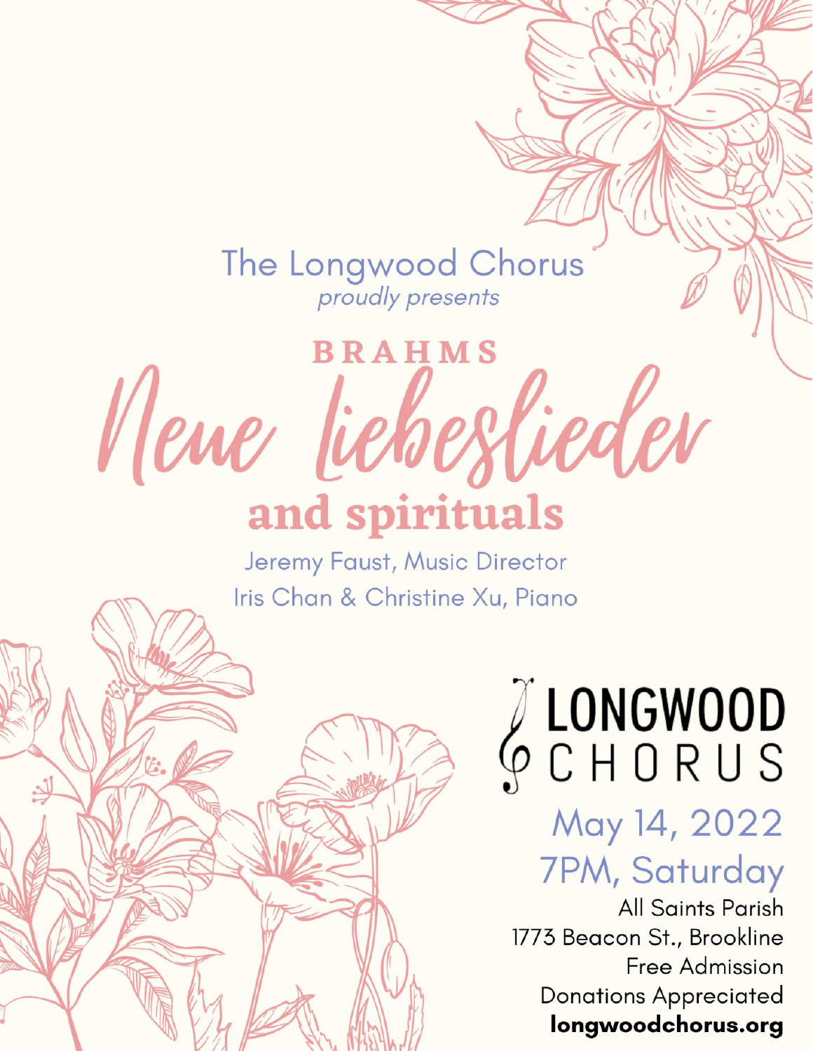The Longwood Chorus
*proudly presents*

# BRAHMS
# Neue Liebeslieder
# and spirituals

Jeremy Faust, Music Director
Iris Chan & Christine Xu, Piano

LONGWOOD CHORUS

May 14, 2022
7PM, Saturday

All Saints Parish
1773 Beacon St., Brookline
Free Admission
Donations Appreciated
**longwoodchorus.org**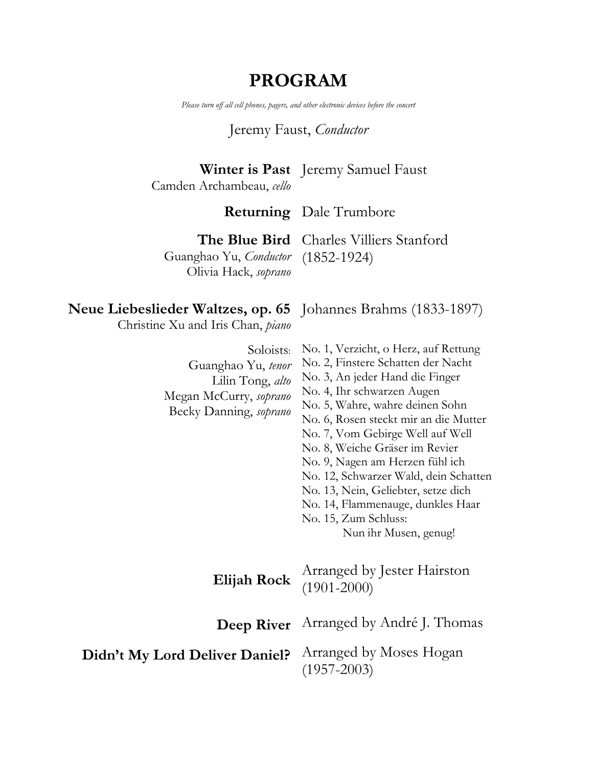# PROGRAM

*Please turn off all cell phones, pagers, and other electronic devices before the concert*

Jeremy Faust, *Conductor*

**Winter is Past** — Jeremy Samuel Faust
Camden Archambeau, *cello*

**Returning** — Dale Trumbore

**The Blue Bird** — Charles Villiers Stanford (1852-1924)
Guanghao Yu, *Conductor*
Olivia Hack, *soprano*

**Neue Liebeslieder Waltzes, op. 65** — Johannes Brahms (1833-1897)
Christine Xu and Iris Chan, *piano*

Soloists:
Guanghao Yu, *tenor*
Lilin Tong, *alto*
Megan McCurry, *soprano*
Becky Danning, *soprano*

No. 1, Verzicht, o Herz, auf Rettung
No. 2, Finstere Schatten der Nacht
No. 3, An jeder Hand die Finger
No. 4, Ihr schwarzen Augen
No. 5, Wahre, wahre deinen Sohn
No. 6, Rosen steckt mir an die Mutter
No. 7, Vom Gebirge Well auf Well
No. 8, Weiche Gräser im Revier
No. 9, Nagen am Herzen fühl ich
No. 12, Schwarzer Wald, dein Schatten
No. 13, Nein, Geliebter, setze dich
No. 14, Flammenauge, dunkles Haar
No. 15, Zum Schluss:
Nun ihr Musen, genug!

**Elijah Rock** — Arranged by Jester Hairston (1901-2000)

**Deep River** — Arranged by André J. Thomas

**Didn't My Lord Deliver Daniel?** — Arranged by Moses Hogan (1957-2003)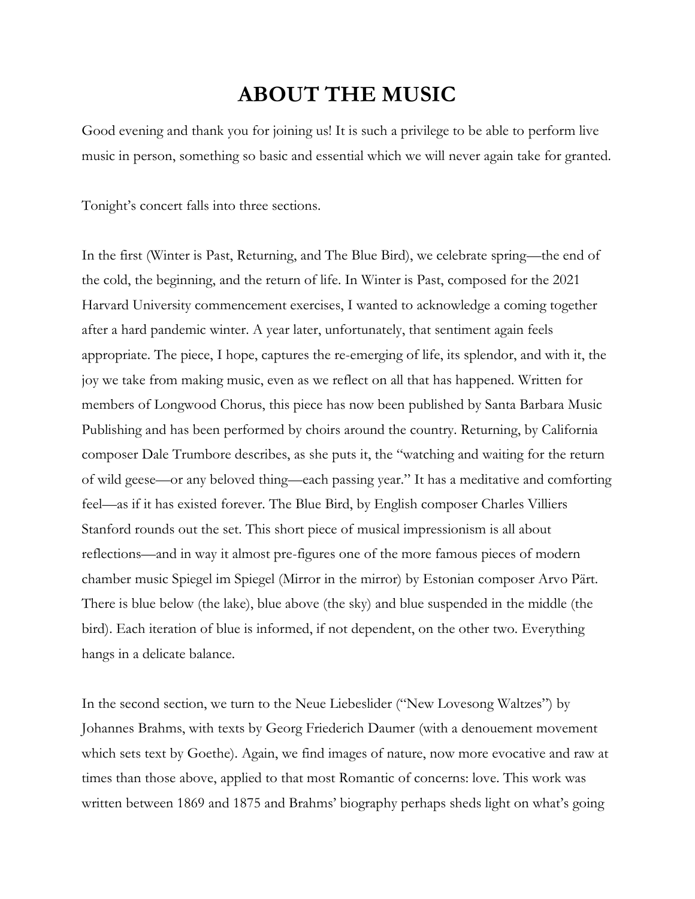# ABOUT THE MUSIC

Good evening and thank you for joining us! It is such a privilege to be able to perform live music in person, something so basic and essential which we will never again take for granted.

Tonight's concert falls into three sections.

In the first (Winter is Past, Returning, and The Blue Bird), we celebrate spring—the end of the cold, the beginning, and the return of life. In Winter is Past, composed for the 2021 Harvard University commencement exercises, I wanted to acknowledge a coming together after a hard pandemic winter. A year later, unfortunately, that sentiment again feels appropriate. The piece, I hope, captures the re-emerging of life, its splendor, and with it, the joy we take from making music, even as we reflect on all that has happened. Written for members of Longwood Chorus, this piece has now been published by Santa Barbara Music Publishing and has been performed by choirs around the country. Returning, by California composer Dale Trumbore describes, as she puts it, the "watching and waiting for the return of wild geese—or any beloved thing—each passing year." It has a meditative and comforting feel—as if it has existed forever. The Blue Bird, by English composer Charles Villiers Stanford rounds out the set. This short piece of musical impressionism is all about reflections—and in way it almost pre-figures one of the more famous pieces of modern chamber music Spiegel im Spiegel (Mirror in the mirror) by Estonian composer Arvo Pärt. There is blue below (the lake), blue above (the sky) and blue suspended in the middle (the bird). Each iteration of blue is informed, if not dependent, on the other two. Everything hangs in a delicate balance.

In the second section, we turn to the Neue Liebeslider ("New Lovesong Waltzes") by Johannes Brahms, with texts by Georg Friederich Daumer (with a denouement movement which sets text by Goethe). Again, we find images of nature, now more evocative and raw at times than those above, applied to that most Romantic of concerns: love. This work was written between 1869 and 1875 and Brahms' biography perhaps sheds light on what's going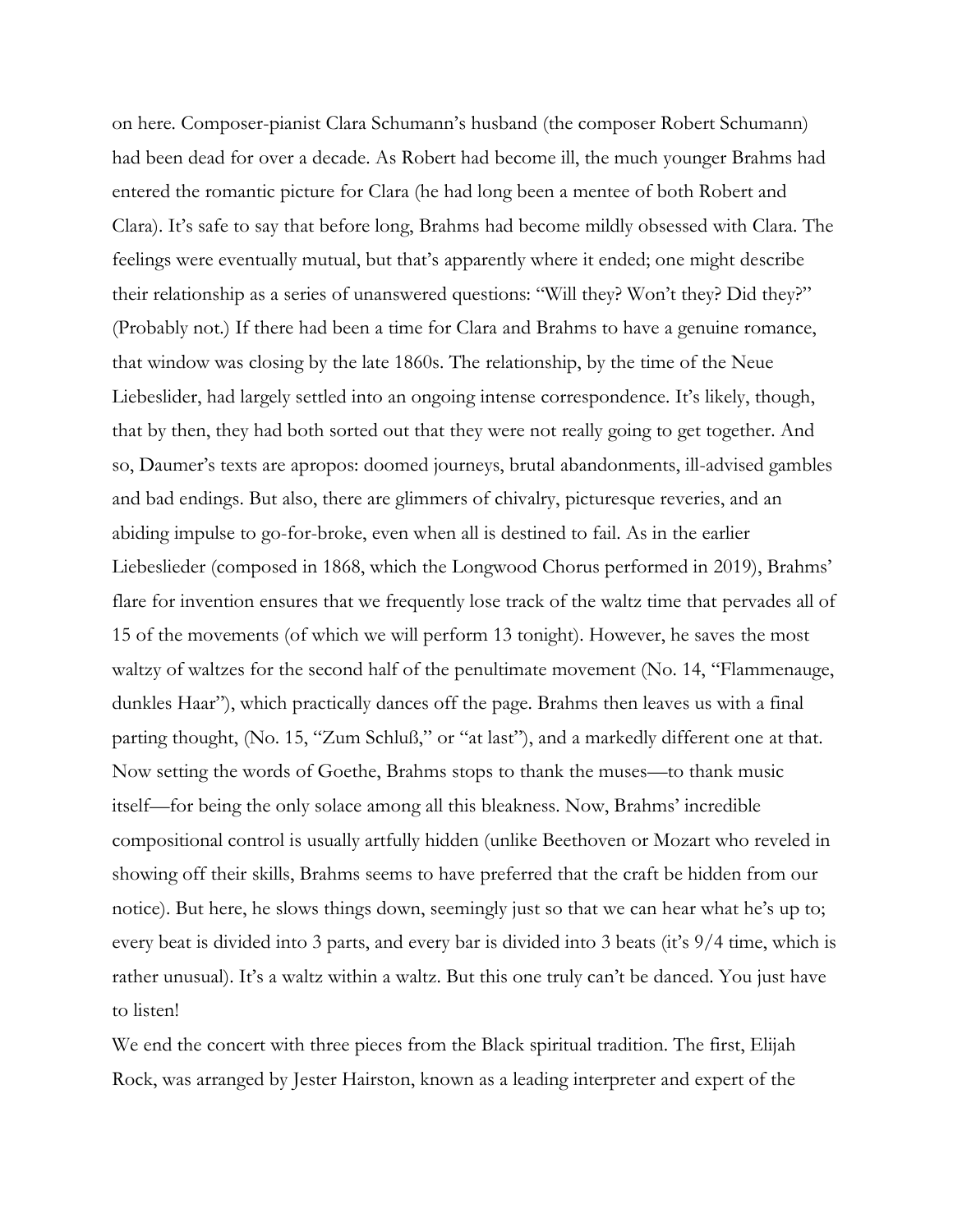on here. Composer-pianist Clara Schumann's husband (the composer Robert Schumann) had been dead for over a decade. As Robert had become ill, the much younger Brahms had entered the romantic picture for Clara (he had long been a mentee of both Robert and Clara). It's safe to say that before long, Brahms had become mildly obsessed with Clara. The feelings were eventually mutual, but that's apparently where it ended; one might describe their relationship as a series of unanswered questions: "Will they? Won't they? Did they?" (Probably not.) If there had been a time for Clara and Brahms to have a genuine romance, that window was closing by the late 1860s. The relationship, by the time of the Neue Liebeslider, had largely settled into an ongoing intense correspondence. It's likely, though, that by then, they had both sorted out that they were not really going to get together. And so, Daumer's texts are apropos: doomed journeys, brutal abandonments, ill-advised gambles and bad endings. But also, there are glimmers of chivalry, picturesque reveries, and an abiding impulse to go-for-broke, even when all is destined to fail. As in the earlier Liebeslieder (composed in 1868, which the Longwood Chorus performed in 2019), Brahms' flare for invention ensures that we frequently lose track of the waltz time that pervades all of 15 of the movements (of which we will perform 13 tonight). However, he saves the most waltzy of waltzes for the second half of the penultimate movement (No. 14, "Flammenauge, dunkles Haar"), which practically dances off the page. Brahms then leaves us with a final parting thought, (No. 15, "Zum Schluß," or "at last"), and a markedly different one at that. Now setting the words of Goethe, Brahms stops to thank the muses—to thank music itself—for being the only solace among all this bleakness. Now, Brahms' incredible compositional control is usually artfully hidden (unlike Beethoven or Mozart who reveled in showing off their skills, Brahms seems to have preferred that the craft be hidden from our notice). But here, he slows things down, seemingly just so that we can hear what he's up to; every beat is divided into 3 parts, and every bar is divided into 3 beats (it's 9/4 time, which is rather unusual). It's a waltz within a waltz. But this one truly can't be danced. You just have to listen!

We end the concert with three pieces from the Black spiritual tradition. The first, Elijah Rock, was arranged by Jester Hairston, known as a leading interpreter and expert of the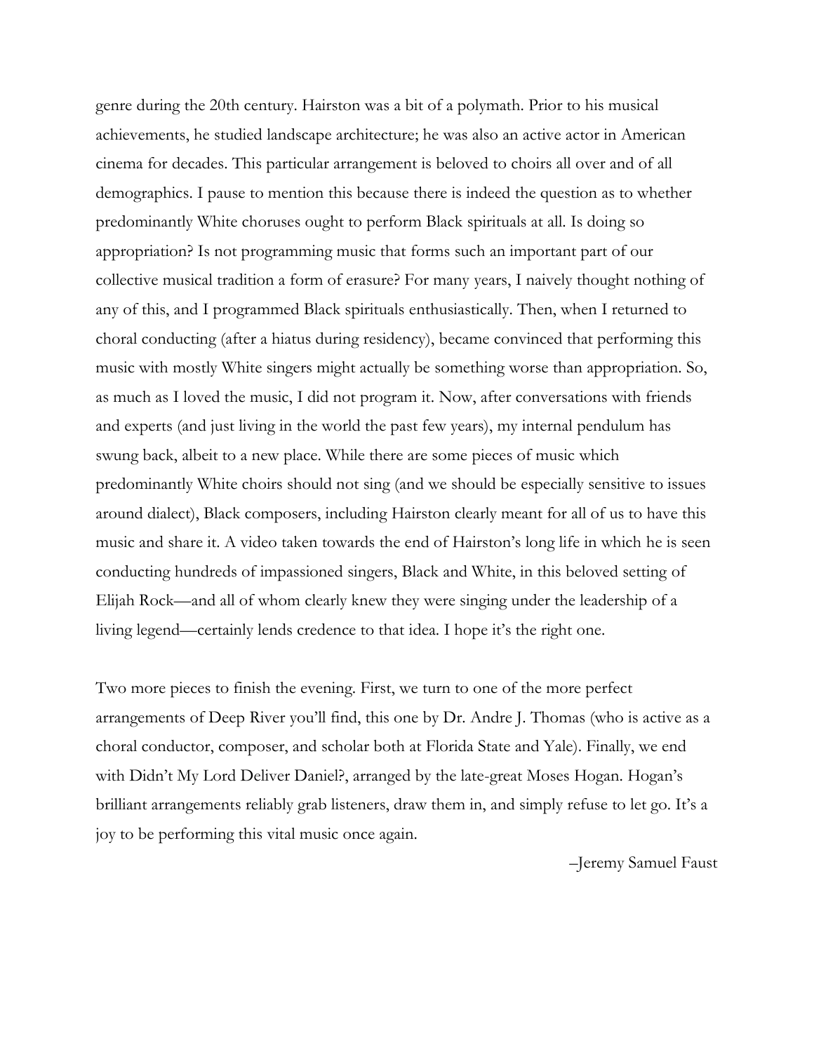genre during the 20th century. Hairston was a bit of a polymath. Prior to his musical achievements, he studied landscape architecture; he was also an active actor in American cinema for decades. This particular arrangement is beloved to choirs all over and of all demographics. I pause to mention this because there is indeed the question as to whether predominantly White choruses ought to perform Black spirituals at all. Is doing so appropriation? Is not programming music that forms such an important part of our collective musical tradition a form of erasure? For many years, I naively thought nothing of any of this, and I programmed Black spirituals enthusiastically. Then, when I returned to choral conducting (after a hiatus during residency), became convinced that performing this music with mostly White singers might actually be something worse than appropriation. So, as much as I loved the music, I did not program it. Now, after conversations with friends and experts (and just living in the world the past few years), my internal pendulum has swung back, albeit to a new place. While there are some pieces of music which predominantly White choirs should not sing (and we should be especially sensitive to issues around dialect), Black composers, including Hairston clearly meant for all of us to have this music and share it. A video taken towards the end of Hairston's long life in which he is seen conducting hundreds of impassioned singers, Black and White, in this beloved setting of Elijah Rock—and all of whom clearly knew they were singing under the leadership of a living legend—certainly lends credence to that idea. I hope it's the right one.

Two more pieces to finish the evening. First, we turn to one of the more perfect arrangements of Deep River you'll find, this one by Dr. Andre J. Thomas (who is active as a choral conductor, composer, and scholar both at Florida State and Yale). Finally, we end with Didn't My Lord Deliver Daniel?, arranged by the late-great Moses Hogan. Hogan's brilliant arrangements reliably grab listeners, draw them in, and simply refuse to let go. It's a joy to be performing this vital music once again.

–Jeremy Samuel Faust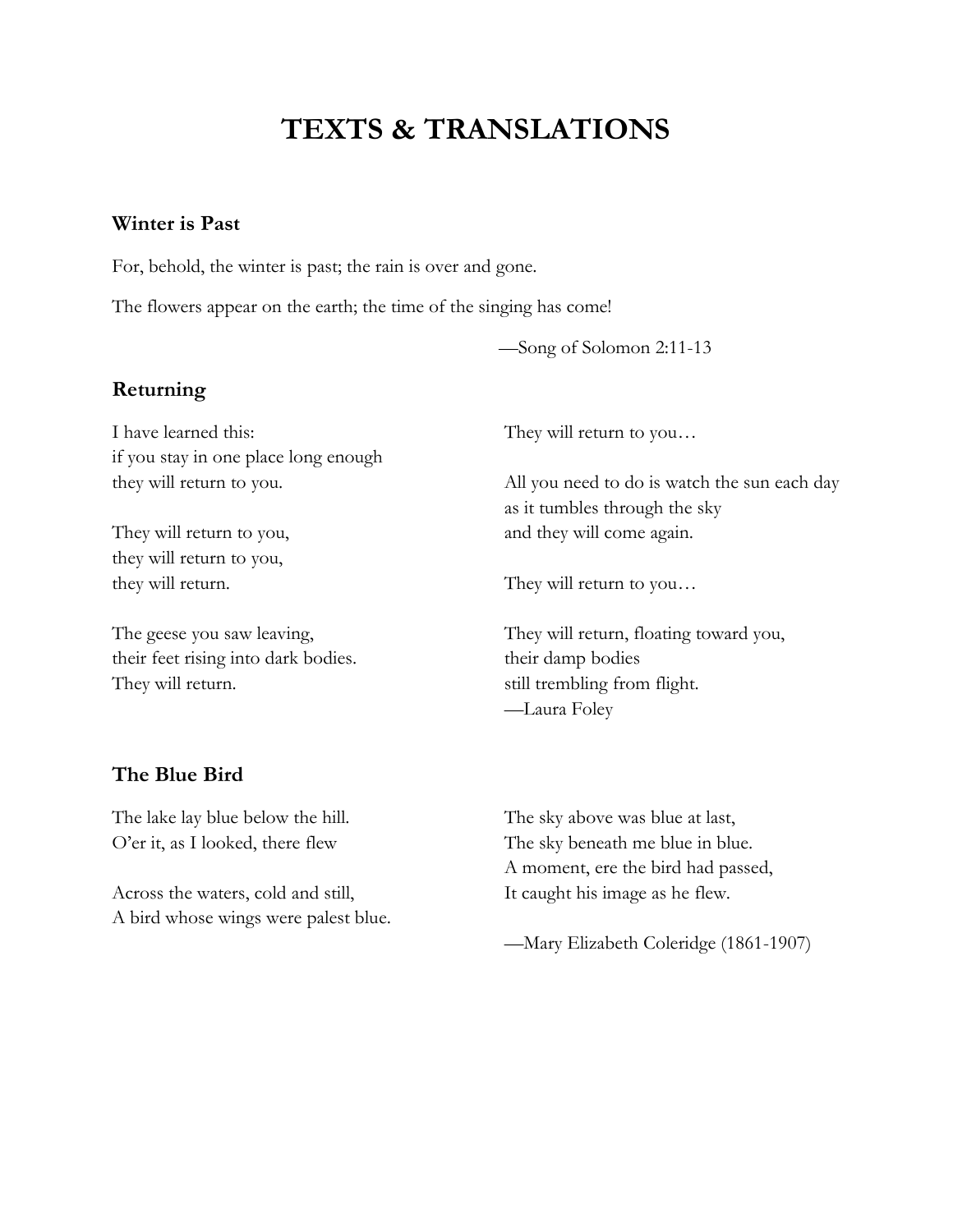# TEXTS & TRANSLATIONS

### Winter is Past

For, behold, the winter is past; the rain is over and gone.

The flowers appear on the earth; the time of the singing has come!

—Song of Solomon 2:11-13

### Returning

I have learned this:  
if you stay in one place long enough  
they will return to you.

They will return to you,  
they will return to you,  
they will return.

The geese you saw leaving,  
their feet rising into dark bodies.  
They will return.

They will return to you…

All you need to do is watch the sun each day  
as it tumbles through the sky  
and they will come again.

They will return to you…

They will return, floating toward you,  
their damp bodies  
still trembling from flight.  
—Laura Foley

### The Blue Bird

The lake lay blue below the hill.  
O'er it, as I looked, there flew

Across the waters, cold and still,  
A bird whose wings were palest blue.

The sky above was blue at last,  
The sky beneath me blue in blue.  
A moment, ere the bird had passed,  
It caught his image as he flew.

—Mary Elizabeth Coleridge (1861-1907)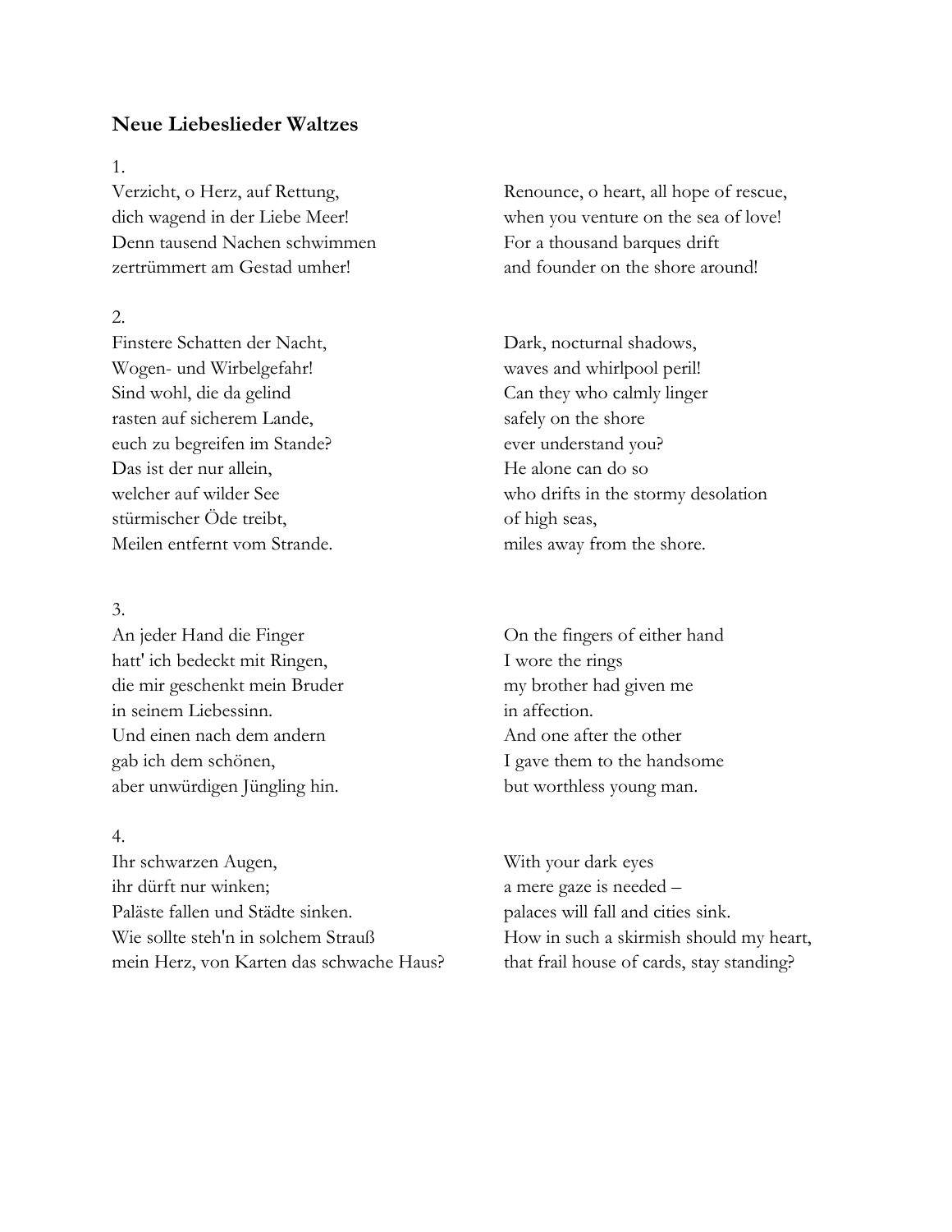## Neue Liebeslieder Waltzes

1.

Verzicht, o Herz, auf Rettung,
dich wagend in der Liebe Meer!
Denn tausend Nachen schwimmen
zertrümmert am Gestad umher!

Renounce, o heart, all hope of rescue,
when you venture on the sea of love!
For a thousand barques drift
and founder on the shore around!

2.

Finstere Schatten der Nacht,
Wogen- und Wirbelgefahr!
Sind wohl, die da gelind
rasten auf sicherem Lande,
euch zu begreifen im Stande?
Das ist der nur allein,
welcher auf wilder See
stürmischer Öde treibt,
Meilen entfernt vom Strande.

Dark, nocturnal shadows,
waves and whirlpool peril!
Can they who calmly linger
safely on the shore
ever understand you?
He alone can do so
who drifts in the stormy desolation
of high seas,
miles away from the shore.

3.

An jeder Hand die Finger
hatt' ich bedeckt mit Ringen,
die mir geschenkt mein Bruder
in seinem Liebessinn.
Und einen nach dem andern
gab ich dem schönen,
aber unwürdigen Jüngling hin.

On the fingers of either hand
I wore the rings
my brother had given me
in affection.
And one after the other
I gave them to the handsome
but worthless young man.

4.

Ihr schwarzen Augen,
ihr dürft nur winken;
Paläste fallen und Städte sinken.
Wie sollte steh'n in solchem Strauß
mein Herz, von Karten das schwache Haus?

With your dark eyes
a mere gaze is needed –
palaces will fall and cities sink.
How in such a skirmish should my heart,
that frail house of cards, stay standing?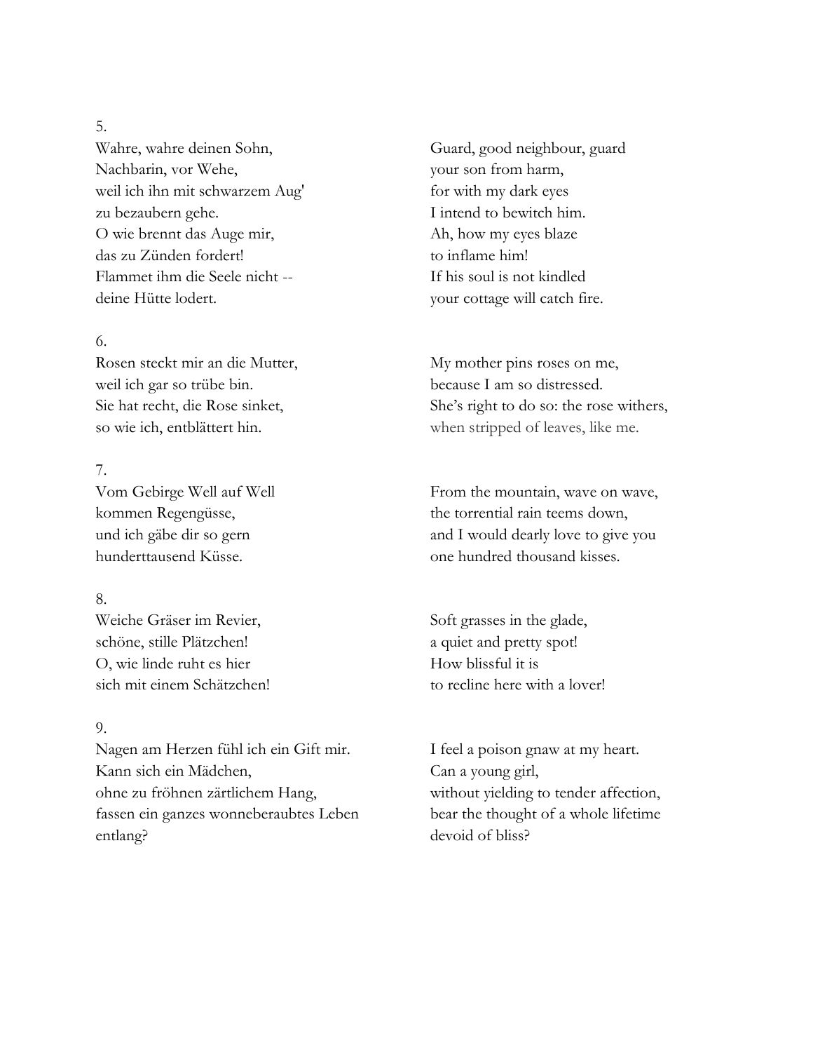5.

Wahre, wahre deinen Sohn,
Nachbarin, vor Wehe,
weil ich ihn mit schwarzem Aug'
zu bezaubern gehe.
O wie brennt das Auge mir,
das zu Zünden fordert!
Flammet ihm die Seele nicht --
deine Hütte lodert.

Guard, good neighbour, guard
your son from harm,
for with my dark eyes
I intend to bewitch him.
Ah, how my eyes blaze
to inflame him!
If his soul is not kindled
your cottage will catch fire.

6.

Rosen steckt mir an die Mutter,
weil ich gar so trübe bin.
Sie hat recht, die Rose sinket,
so wie ich, entblättert hin.

My mother pins roses on me,
because I am so distressed.
She's right to do so: the rose withers,
when stripped of leaves, like me.

7.

Vom Gebirge Well auf Well
kommen Regengüsse,
und ich gäbe dir so gern
hunderttausend Küsse.

From the mountain, wave on wave,
the torrential rain teems down,
and I would dearly love to give you
one hundred thousand kisses.

8.

Weiche Gräser im Revier,
schöne, stille Plätzchen!
O, wie linde ruht es hier
sich mit einem Schätzchen!

Soft grasses in the glade,
a quiet and pretty spot!
How blissful it is
to recline here with a lover!

9.

Nagen am Herzen fühl ich ein Gift mir.
Kann sich ein Mädchen,
ohne zu fröhnen zärtlichem Hang,
fassen ein ganzes wonneberaubtes Leben
entlang?

I feel a poison gnaw at my heart.
Can a young girl,
without yielding to tender affection,
bear the thought of a whole lifetime
devoid of bliss?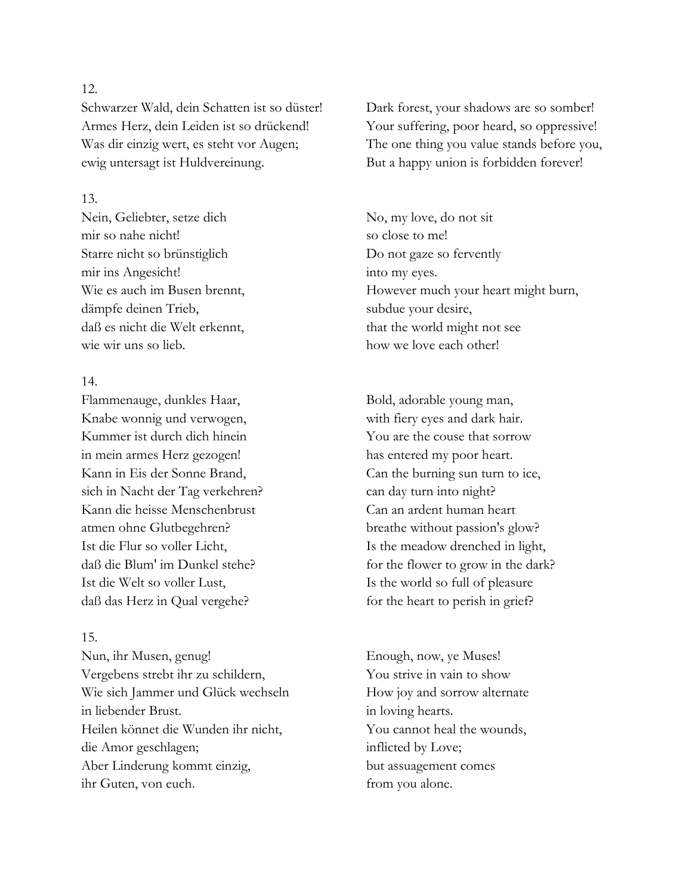12.

Schwarzer Wald, dein Schatten ist so düster!
Armes Herz, dein Leiden ist so drückend!
Was dir einzig wert, es steht vor Augen;
ewig untersagt ist Huldvereinung.

Dark forest, your shadows are so somber!
Your suffering, poor heard, so oppressive!
The one thing you value stands before you,
But a happy union is forbidden forever!

13.

Nein, Geliebter, setze dich
mir so nahe nicht!
Starre nicht so brünstiglich
mir ins Angesicht!
Wie es auch im Busen brennt,
dämpfe deinen Trieb,
daß es nicht die Welt erkennt,
wie wir uns so lieb.

No, my love, do not sit
so close to me!
Do not gaze so fervently
into my eyes.
However much your heart might burn,
subdue your desire,
that the world might not see
how we love each other!

14.

Flammenauge, dunkles Haar,
Knabe wonnig und verwogen,
Kummer ist durch dich hinein
in mein armes Herz gezogen!
Kann in Eis der Sonne Brand,
sich in Nacht der Tag verkehren?
Kann die heisse Menschenbrust
atmen ohne Glutbegehren?
Ist die Flur so voller Licht,
daß die Blum' im Dunkel stehe?
Ist die Welt so voller Lust,
daß das Herz in Qual vergehe?

Bold, adorable young man,
with fiery eyes and dark hair.
You are the couse that sorrow
has entered my poor heart.
Can the burning sun turn to ice,
can day turn into night?
Can an ardent human heart
breathe without passion's glow?
Is the meadow drenched in light,
for the flower to grow in the dark?
Is the world so full of pleasure
for the heart to perish in grief?

15.

Nun, ihr Musen, genug!
Vergebens strebt ihr zu schildern,
Wie sich Jammer und Glück wechseln
in liebender Brust.
Heilen könnet die Wunden ihr nicht,
die Amor geschlagen;
Aber Linderung kommt einzig,
ihr Guten, von euch.

Enough, now, ye Muses!
You strive in vain to show
How joy and sorrow alternate
in loving hearts.
You cannot heal the wounds,
inflicted by Love;
but assuagement comes
from you alone.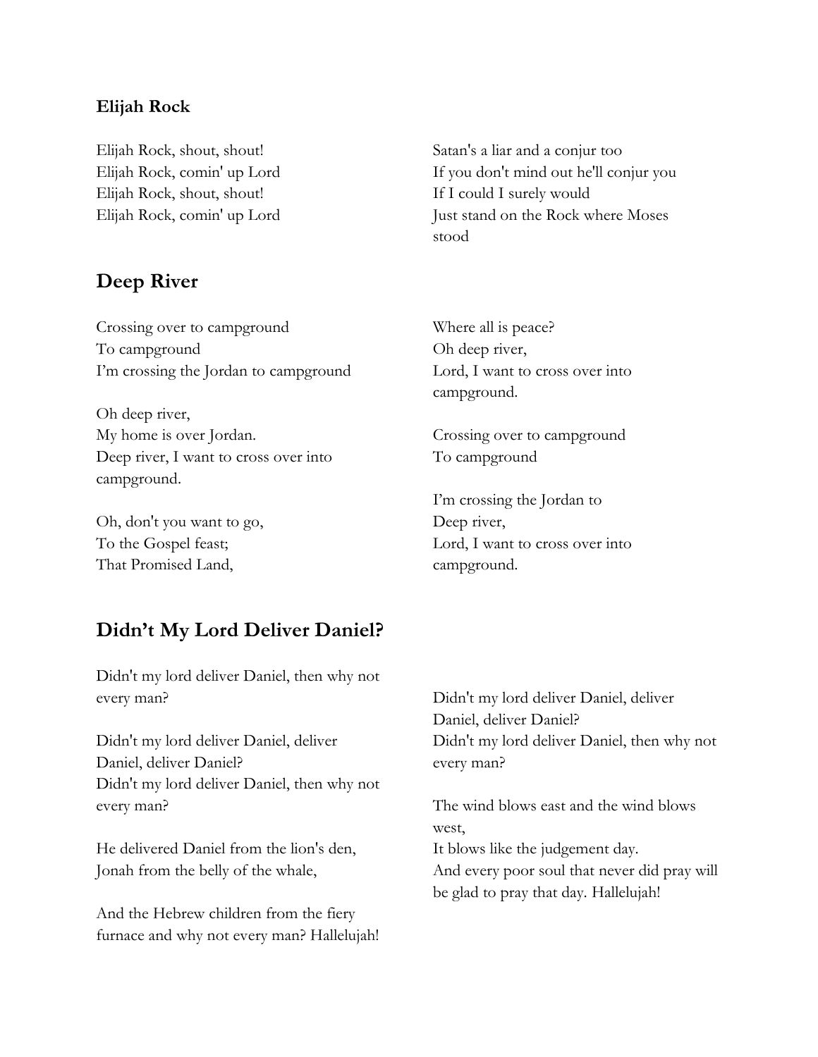**Elijah Rock**

Elijah Rock, shout, shout!
Elijah Rock, comin' up Lord
Elijah Rock, shout, shout!
Elijah Rock, comin' up Lord

Satan's a liar and a conjur too
If you don't mind out he'll conjur you
If I could I surely would
Just stand on the Rock where Moses stood

## Deep River

Crossing over to campground
To campground
I'm crossing the Jordan to campground

Oh deep river,
My home is over Jordan.
Deep river, I want to cross over into campground.

Oh, don't you want to go,
To the Gospel feast;
That Promised Land,
Where all is peace?
Oh deep river,
Lord, I want to cross over into campground.

Crossing over to campground
To campground

I'm crossing the Jordan to
Deep river,
Lord, I want to cross over into campground.

## Didn't My Lord Deliver Daniel?

Didn't my lord deliver Daniel, then why not every man?

Didn't my lord deliver Daniel, deliver Daniel, deliver Daniel?
Didn't my lord deliver Daniel, then why not every man?

He delivered Daniel from the lion's den,
Jonah from the belly of the whale,

And the Hebrew children from the fiery furnace and why not every man? Hallelujah!

Didn't my lord deliver Daniel, deliver Daniel, deliver Daniel?
Didn't my lord deliver Daniel, then why not every man?

The wind blows east and the wind blows west,
It blows like the judgement day.
And every poor soul that never did pray will be glad to pray that day. Hallelujah!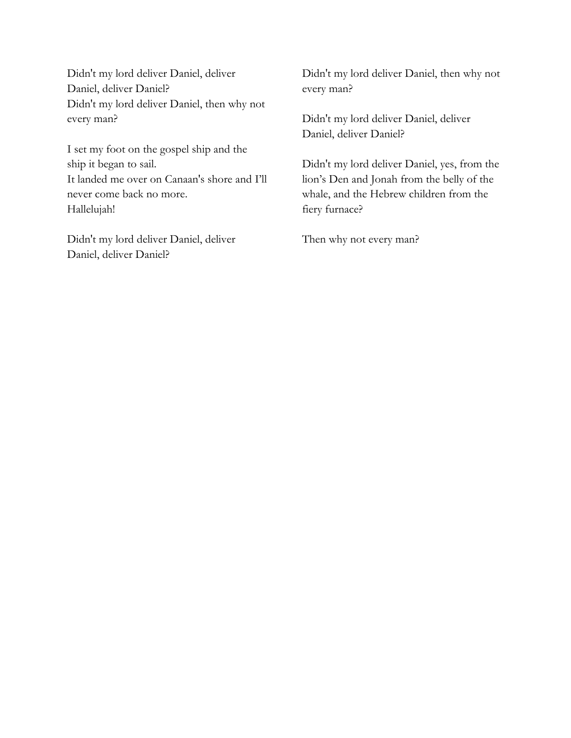Didn't my lord deliver Daniel, deliver Daniel, deliver Daniel?
Didn't my lord deliver Daniel, then why not every man?

I set my foot on the gospel ship and the ship it began to sail.
It landed me over on Canaan's shore and I'll never come back no more.
Hallelujah!

Didn't my lord deliver Daniel, deliver Daniel, deliver Daniel?

Didn't my lord deliver Daniel, then why not every man?

Didn't my lord deliver Daniel, deliver Daniel, deliver Daniel?

Didn't my lord deliver Daniel, yes, from the lion's Den and Jonah from the belly of the whale, and the Hebrew children from the fiery furnace?

Then why not every man?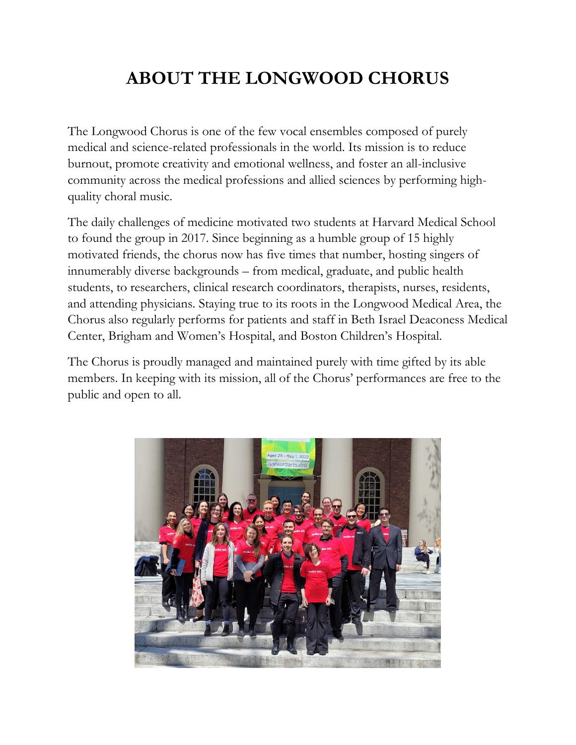# ABOUT THE LONGWOOD CHORUS

The Longwood Chorus is one of the few vocal ensembles composed of purely medical and science-related professionals in the world. Its mission is to reduce burnout, promote creativity and emotional wellness, and foster an all-inclusive community across the medical professions and allied sciences by performing high-quality choral music.

The daily challenges of medicine motivated two students at Harvard Medical School to found the group in 2017. Since beginning as a humble group of 15 highly motivated friends, the chorus now has five times that number, hosting singers of innumerably diverse backgrounds – from medical, graduate, and public health students, to researchers, clinical research coordinators, therapists, nurses, residents, and attending physicians. Staying true to its roots in the Longwood Medical Area, the Chorus also regularly performs for patients and staff in Beth Israel Deaconess Medical Center, Brigham and Women's Hospital, and Boston Children's Hospital.

The Chorus is proudly managed and maintained purely with time gifted by its able members. In keeping with its mission, all of the Chorus' performances are free to the public and open to all.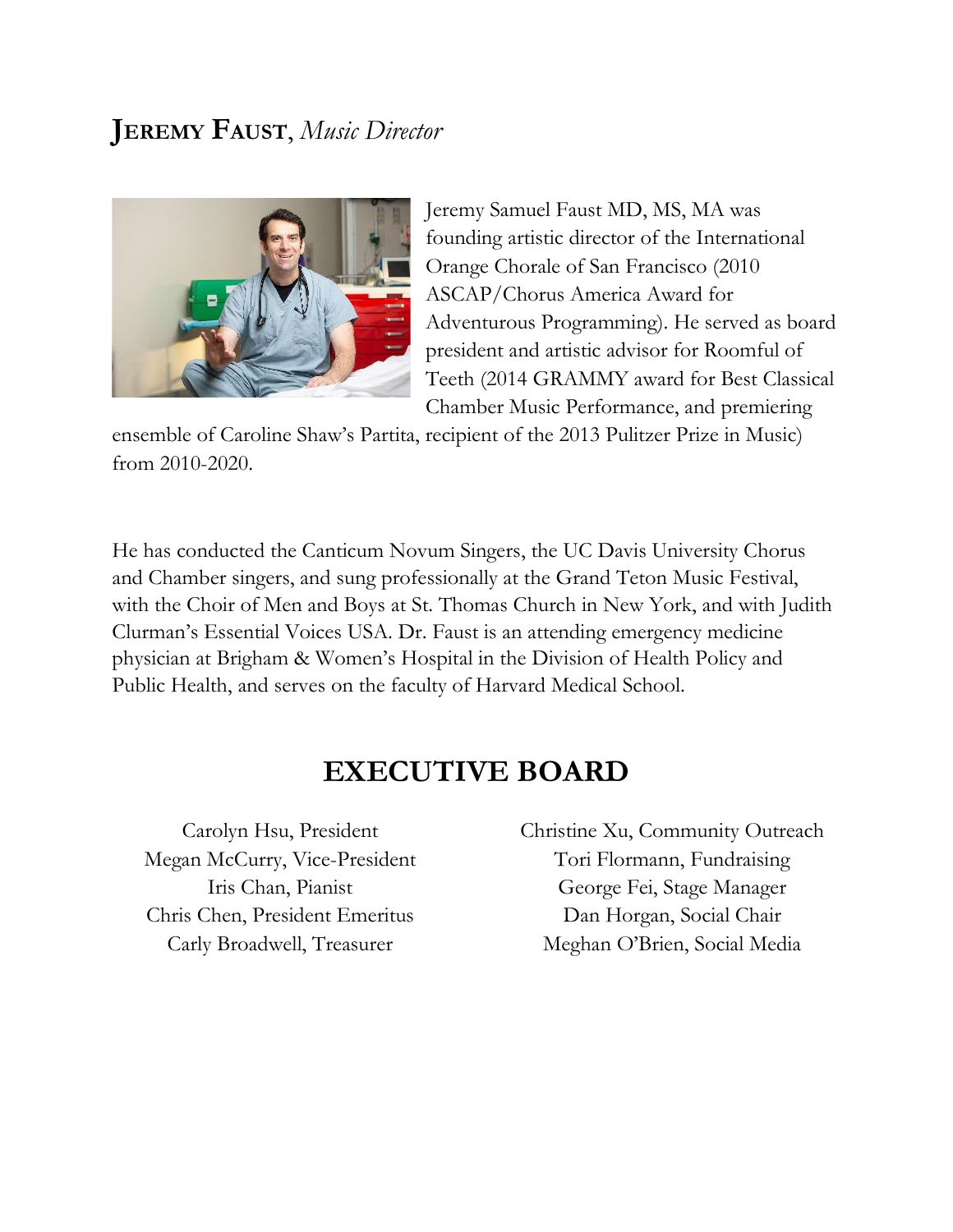## **Jeremy Faust**, *Music Director*

Jeremy Samuel Faust MD, MS, MA was founding artistic director of the International Orange Chorale of San Francisco (2010 ASCAP/Chorus America Award for Adventurous Programming). He served as board president and artistic advisor for Roomful of Teeth (2014 GRAMMY award for Best Classical Chamber Music Performance, and premiering ensemble of Caroline Shaw's Partita, recipient of the 2013 Pulitzer Prize in Music) from 2010-2020.

He has conducted the Canticum Novum Singers, the UC Davis University Chorus and Chamber singers, and sung professionally at the Grand Teton Music Festival, with the Choir of Men and Boys at St. Thomas Church in New York, and with Judith Clurman's Essential Voices USA. Dr. Faust is an attending emergency medicine physician at Brigham & Women's Hospital in the Division of Health Policy and Public Health, and serves on the faculty of Harvard Medical School.

## EXECUTIVE BOARD

Carolyn Hsu, President
Megan McCurry, Vice-President
Iris Chan, Pianist
Chris Chen, President Emeritus
Carly Broadwell, Treasurer
Christine Xu, Community Outreach
Tori Flormann, Fundraising
George Fei, Stage Manager
Dan Horgan, Social Chair
Meghan O'Brien, Social Media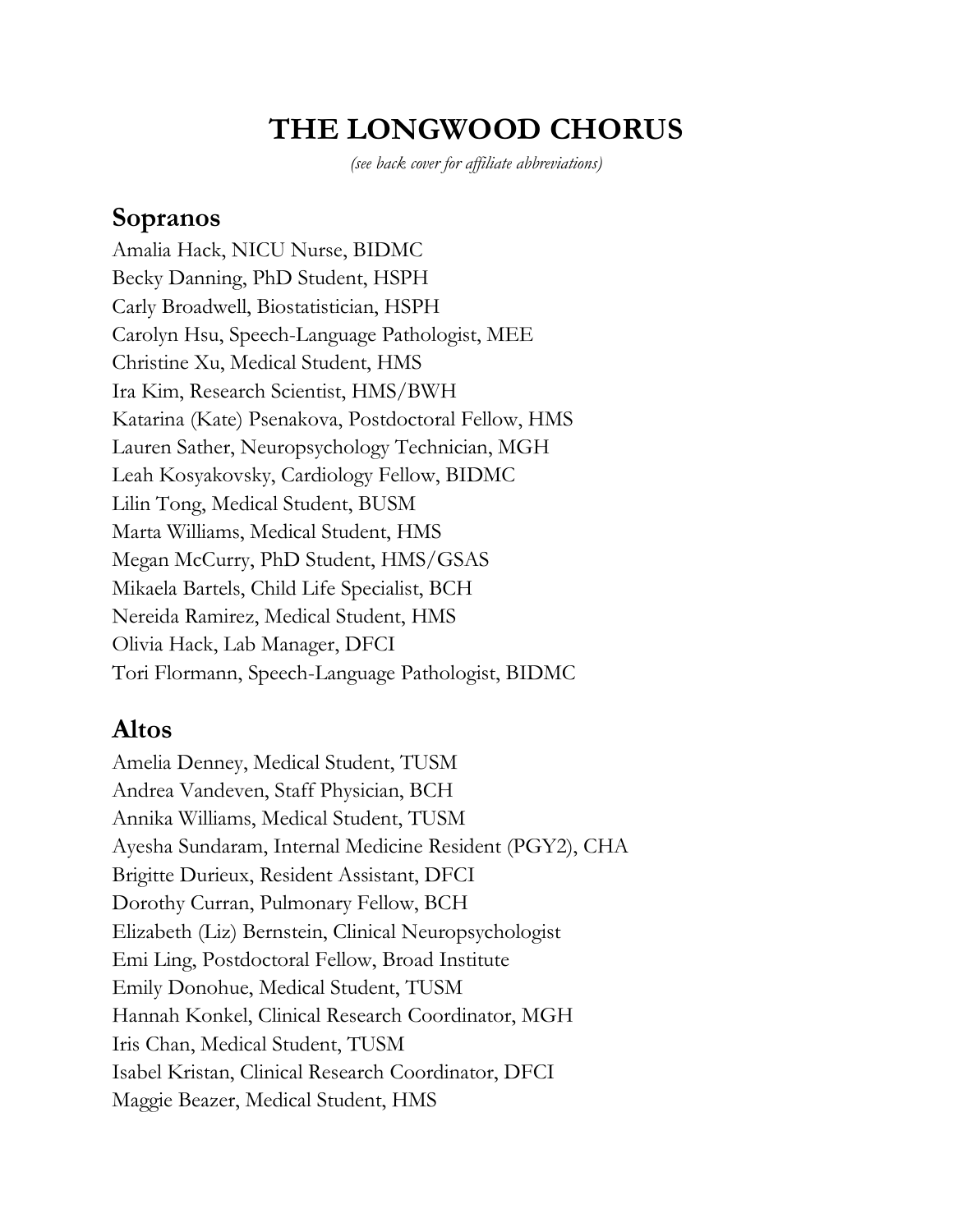# THE LONGWOOD CHORUS

*(see back cover for affiliate abbreviations)*

## Sopranos

Amalia Hack, NICU Nurse, BIDMC
Becky Danning, PhD Student, HSPH
Carly Broadwell, Biostatistician, HSPH
Carolyn Hsu, Speech-Language Pathologist, MEE
Christine Xu, Medical Student, HMS
Ira Kim, Research Scientist, HMS/BWH
Katarina (Kate) Psenakova, Postdoctoral Fellow, HMS
Lauren Sather, Neuropsychology Technician, MGH
Leah Kosyakovsky, Cardiology Fellow, BIDMC
Lilin Tong, Medical Student, BUSM
Marta Williams, Medical Student, HMS
Megan McCurry, PhD Student, HMS/GSAS
Mikaela Bartels, Child Life Specialist, BCH
Nereida Ramirez, Medical Student, HMS
Olivia Hack, Lab Manager, DFCI
Tori Flormann, Speech-Language Pathologist, BIDMC

## Altos

Amelia Denney, Medical Student, TUSM
Andrea Vandeven, Staff Physician, BCH
Annika Williams, Medical Student, TUSM
Ayesha Sundaram, Internal Medicine Resident (PGY2), CHA
Brigitte Durieux, Resident Assistant, DFCI
Dorothy Curran, Pulmonary Fellow, BCH
Elizabeth (Liz) Bernstein, Clinical Neuropsychologist
Emi Ling, Postdoctoral Fellow, Broad Institute
Emily Donohue, Medical Student, TUSM
Hannah Konkel, Clinical Research Coordinator, MGH
Iris Chan, Medical Student, TUSM
Isabel Kristan, Clinical Research Coordinator, DFCI
Maggie Beazer, Medical Student, HMS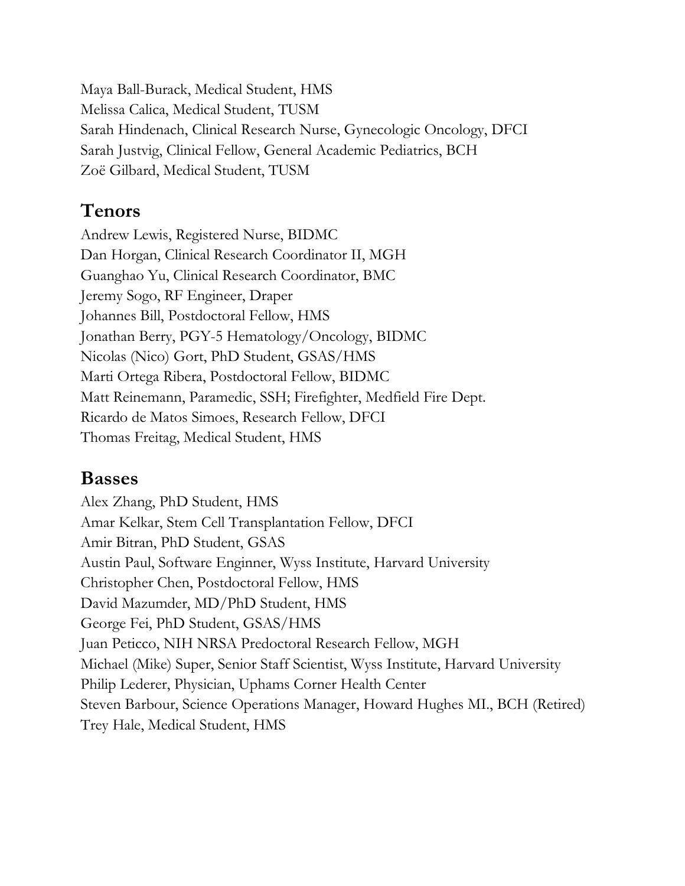Maya Ball-Burack, Medical Student, HMS
Melissa Calica, Medical Student, TUSM
Sarah Hindenach, Clinical Research Nurse, Gynecologic Oncology, DFCI
Sarah Justvig, Clinical Fellow, General Academic Pediatrics, BCH
Zoë Gilbard, Medical Student, TUSM

## Tenors

Andrew Lewis, Registered Nurse, BIDMC
Dan Horgan, Clinical Research Coordinator II, MGH
Guanghao Yu, Clinical Research Coordinator, BMC
Jeremy Sogo, RF Engineer, Draper
Johannes Bill, Postdoctoral Fellow, HMS
Jonathan Berry, PGY-5 Hematology/Oncology, BIDMC
Nicolas (Nico) Gort, PhD Student, GSAS/HMS
Marti Ortega Ribera, Postdoctoral Fellow, BIDMC
Matt Reinemann, Paramedic, SSH; Firefighter, Medfield Fire Dept.
Ricardo de Matos Simoes, Research Fellow, DFCI
Thomas Freitag, Medical Student, HMS

## Basses

Alex Zhang, PhD Student, HMS
Amar Kelkar, Stem Cell Transplantation Fellow, DFCI
Amir Bitran, PhD Student, GSAS
Austin Paul, Software Enginner, Wyss Institute, Harvard University
Christopher Chen, Postdoctoral Fellow, HMS
David Mazumder, MD/PhD Student, HMS
George Fei, PhD Student, GSAS/HMS
Juan Peticco, NIH NRSA Predoctoral Research Fellow, MGH
Michael (Mike) Super, Senior Staff Scientist, Wyss Institute, Harvard University
Philip Lederer, Physician, Uphams Corner Health Center
Steven Barbour, Science Operations Manager, Howard Hughes MI., BCH (Retired)
Trey Hale, Medical Student, HMS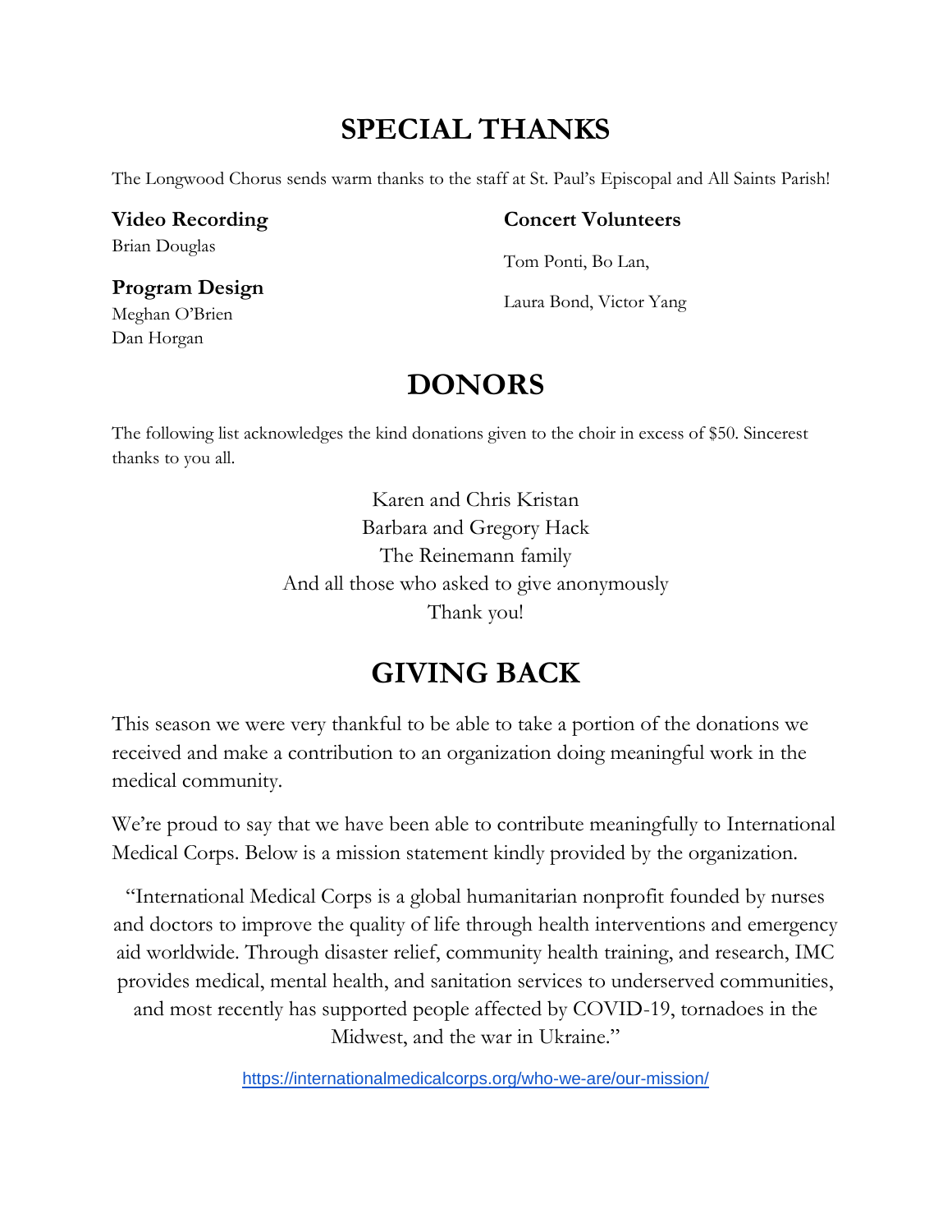# SPECIAL THANKS

The Longwood Chorus sends warm thanks to the staff at St. Paul's Episcopal and All Saints Parish!

**Video Recording**
Brian Douglas

**Program Design**
Meghan O'Brien
Dan Horgan

**Concert Volunteers**

Tom Ponti, Bo Lan,

Laura Bond, Victor Yang

# DONORS

The following list acknowledges the kind donations given to the choir in excess of $50. Sincerest thanks to you all.

Karen and Chris Kristan
Barbara and Gregory Hack
The Reinemann family
And all those who asked to give anonymously
Thank you!

# GIVING BACK

This season we were very thankful to be able to take a portion of the donations we received and make a contribution to an organization doing meaningful work in the medical community.

We're proud to say that we have been able to contribute meaningfully to International Medical Corps. Below is a mission statement kindly provided by the organization.

"International Medical Corps is a global humanitarian nonprofit founded by nurses and doctors to improve the quality of life through health interventions and emergency aid worldwide. Through disaster relief, community health training, and research, IMC provides medical, mental health, and sanitation services to underserved communities, and most recently has supported people affected by COVID-19, tornadoes in the Midwest, and the war in Ukraine."

https://internationalmedicalcorps.org/who-we-are/our-mission/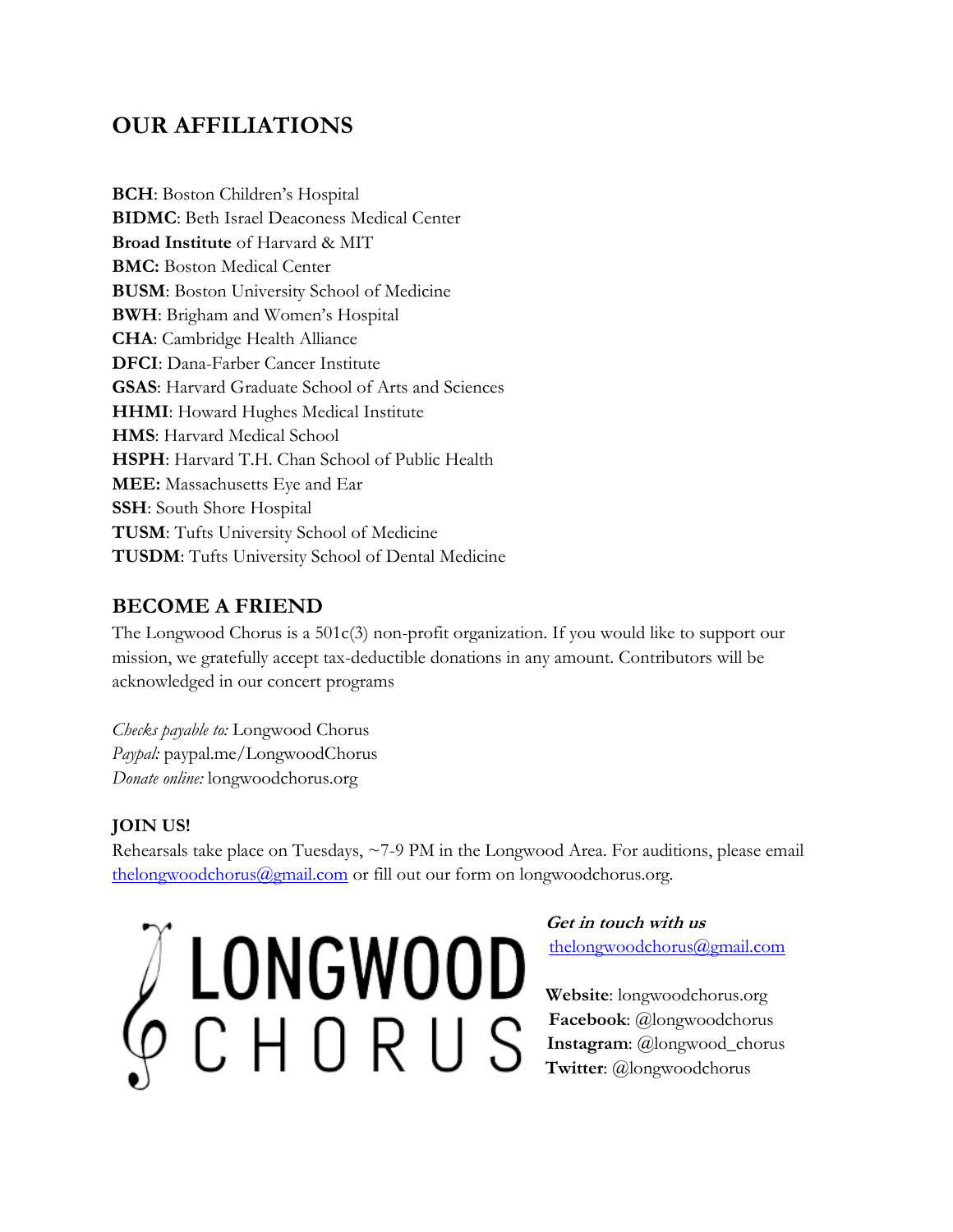## OUR AFFILIATIONS

**BCH**: Boston Children's Hospital
**BIDMC**: Beth Israel Deaconess Medical Center
**Broad Institute** of Harvard & MIT
**BMC:** Boston Medical Center
**BUSM**: Boston University School of Medicine
**BWH**: Brigham and Women's Hospital
**CHA**: Cambridge Health Alliance
**DFCI**: Dana-Farber Cancer Institute
**GSAS**: Harvard Graduate School of Arts and Sciences
**HHMI**: Howard Hughes Medical Institute
**HMS**: Harvard Medical School
**HSPH**: Harvard T.H. Chan School of Public Health
**MEE:** Massachusetts Eye and Ear
**SSH**: South Shore Hospital
**TUSM**: Tufts University School of Medicine
**TUSDM**: Tufts University School of Dental Medicine

## BECOME A FRIEND

The Longwood Chorus is a 501c(3) non-profit organization. If you would like to support our mission, we gratefully accept tax-deductible donations in any amount. Contributors will be acknowledged in our concert programs

*Checks payable to:* Longwood Chorus
*Paypal:* paypal.me/LongwoodChorus
*Donate online:* longwoodchorus.org

### JOIN US!

Rehearsals take place on Tuesdays, ~7-9 PM in the Longwood Area. For auditions, please email thelongwoodchorus@gmail.com or fill out our form on longwoodchorus.org.

LONGWOOD CHORUS

***Get in touch with us***
thelongwoodchorus@gmail.com

**Website**: longwoodchorus.org
**Facebook**: @longwoodchorus
**Instagram**: @longwood_chorus
**Twitter**: @longwoodchorus